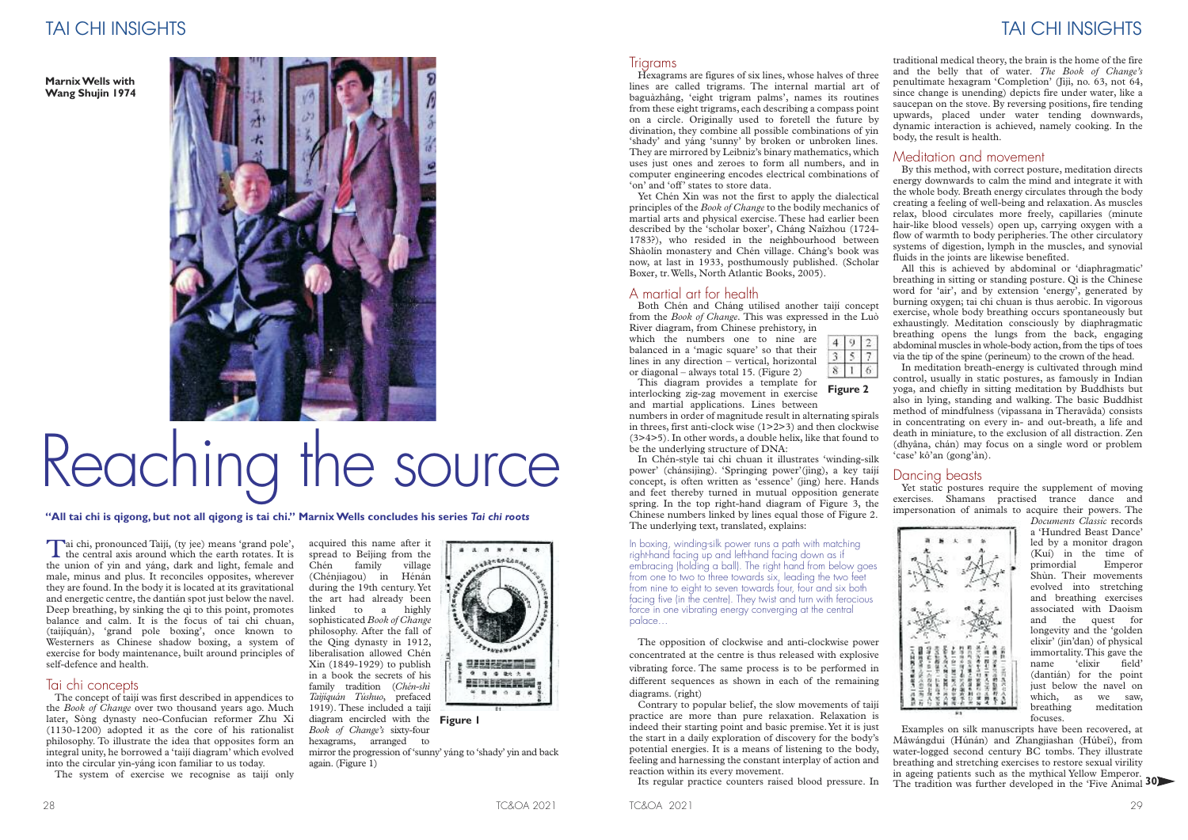**Marnix Wells with Wang Shujin 1974**

# Reaching the source

**"All tai chi is qigong, but not all qigong is tai chi." Marnix Wells concludes his series *Tai chi roots***

Tai chi, pronounced Taìjí, (ty jee) means 'grand pole', the central axis around which the earth rotates. It is the union of yin and yáng, dark and light, female and male, minus and plus. It reconciles opposites, wherever they are found. In the body it is located at its gravitational and energetic centre, the dantián spot just below the navel. Deep breathing, by sinking the qi to this point, promotes balance and calm. It is the focus of tai chi chuan, (taìjíquán), 'grand pole boxing', once known to Westerners as Chinese shadow boxing, a system of exercise for body maintenance, built around principles of self-defence and health.

## Tai chi concepts

The concept of taìjí was first described in appendices to the *Book of Change* over two thousand years ago. Much later, Sòng dynasty neo-Confucian reformer Zhu Xi (1130-1200) adopted it as the core of his rationalist philosophy. To illustrate the idea that opposites form an integral unity, he borrowed a 'taìjí diagram' which evolved into the circular yin-yáng icon familiar to us today.

The system of exercise we recognise as taìjí only acquired this name after it spread to Beijing from the Chén family village (Chénjiagou) in Hénán during the 19th century. Yet the art had already been linked to a highly sophisticated *Book of Change* philosophy. After the fall of the Qing dynasty in 1912, liberalisation allowed Chén Xin (1849-1929) to publish in a book the secrets of his family tradition (*Chén-shì Taìjíquán Túshuo*, prefaced 1919). These included a taìjí diagram encircled with the *Book of Change's* sixty-four hexagrams, arranged to mirror the progression of 'sunny' yáng to 'shady' yin and back again. (Figure 1)

**Figure 1**

## Trigrams

Hexagrams are figures of six lines, whose halves of three lines are called trigrams. The internal martial art of baguàzhâng, 'eight trigram palms', names its routines from these eight trigrams, each describing a compass point on a circle. Originally used to foretell the future by divination, they combine all possible combinations of yin 'shady' and yáng 'sunny' by broken or unbroken lines. They are mirrored by Leibniz's binary mathematics, which uses just ones and zeroes to form all numbers, and in computer engineering encodes electrical combinations of 'on' and 'off' states to store data.

Yet Chén Xin was not the first to apply the dialectical principles of the *Book of Change* to the bodily mechanics of martial arts and physical exercise. These had earlier been described by the 'scholar boxer', Cháng Naîzhou (1724-1783?), who resided in the neighbourhood between Shàolín monastery and Chén village. Cháng's book was now, at last in 1933, posthumously published. (Scholar Boxer, tr. Wells, North Atlantic Books, 2005).

## A martial art for health

Both Chén and Cháng utilised another taìjí concept from the *Book of Change*. This was expressed in the Luò River diagram, from Chinese prehistory, in which the numbers one to nine are balanced in a 'magic square' so that their lines in any direction – vertical, horizontal or diagonal – always total 15. (Figure 2)

| 4 | 9 | 2 |
|---|---|---|
| 3 | 5 | 7 |
| 8 | 1 | 6 |

**Figure 2**

This diagram provides a template for interlocking zig-zag movement in exercise and martial applications. Lines between numbers in order of magnitude result in alternating spirals in threes, first anti-clock wise (1>2>3) and then clockwise (3>4>5). In other words, a double helix, like that found to be the underlying structure of DNA:

In Chén-style tai chi chuan it illustrates 'winding-silk power' (chánsījìng). 'Springing power'(jìng), a key taìjí concept, is often written as 'essence' (jing) here. Hands and feet thereby turned in mutual opposition generate spring. In the top right-hand diagram of Figure 3, the Chinese numbers linked by lines equal those of Figure 2. The underlying text, translated, explains:

In boxing, winding-silk power runs a path with matching right-hand facing up and left-hand facing down as if embracing (holding a ball). The right hand from below goes from one to two to three towards six, leading the two feet from nine to eight to seven towards four, four and six both facing five (in the centre). They twist and turn with ferocious force in one vibrating energy converging at the central palace…

The opposition of clockwise and anti-clockwise power concentrated at the centre is thus released with explosive vibrating force. The same process is to be performed in different sequences as shown in each of the remaining diagrams. (right)

Contrary to popular belief, the slow movements of taìjí practice are more than pure relaxation. Relaxation is indeed their starting point and basic premise. Yet it is just the start in a daily exploration of discovery for the body's potential energies. It is a means of listening to the body, feeling and harnessing the constant interplay of action and reaction within its every movement.

Its regular practice counters raised blood pressure. In traditional medical theory, the brain is the home of the fire and the belly that of water. *The Book of Change's* penultimate hexagram 'Completion' (Jiji, no. 63, not 64, since change is unending) depicts fire under water, like a saucepan on the stove. By reversing positions, fire tending upwards, placed under water tending downwards, dynamic interaction is achieved, namely cooking. In the body, the result is health.

## Meditation and movement

By this method, with correct posture, meditation directs energy downwards to calm the mind and integrate it with the whole body. Breath energy circulates through the body creating a feeling of well-being and relaxation. As muscles relax, blood circulates more freely, capillaries (minute hair-like blood vessels) open up, carrying oxygen with a flow of warmth to body peripheries. The other circulatory systems of digestion, lymph in the muscles, and synovial fluids in the joints are likewise benefited.

All this is achieved by abdominal or 'diaphragmatic' breathing in sitting or standing posture. Qì is the Chinese word for 'air', and by extension 'energy', generated by burning oxygen; tai chi chuan is thus aerobic. In vigorous exercise, whole body breathing occurs spontaneously but exhaustingly. Meditation consciously by diaphragmatic breathing opens the lungs from the back, engaging abdominal muscles in whole-body action, from the tips of toes via the tip of the spine (perineum) to the crown of the head.

In meditation breath-energy is cultivated through mind control, usually in static postures, as famously in Indian yoga, and chiefly in sitting meditation by Buddhists but also in lying, standing and walking. The basic Buddhist method of mindfulness (vipassana in Theravâda) consists in concentrating on every in- and out-breath, a life and death in miniature, to the exclusion of all distraction. Zen (dhyâna, chán) may focus on a single word or problem 'case' kô'an (gong'àn).

## Dancing beasts

Yet static postures require the supplement of moving exercises. Shamans practised trance dance and impersonation of animals to acquire their powers. The *Documents Classic* records a 'Hundred Beast Dance' led by a monitor dragon (Kuí) in the time of primordial Emperor Shùn. Their movements evolved into stretching and breathing exercises associated with Daoism and the quest for longevity and the 'golden elixir' (jin'dan) of physical immortality. This gave the name 'elixir field' (dantián) for the point just below the navel on which, as we saw, breathing meditation focuses.

Examples on silk manuscripts have been recovered, at Mâwángduí (Húnán) and Zhangjiashan (Húbeî), from water-logged second century BC tombs. They illustrate breathing and stretching exercises to restore sexual virility in ageing patients such as the mythical Yellow Emperor. The tradition was further developed in the 'Five Animal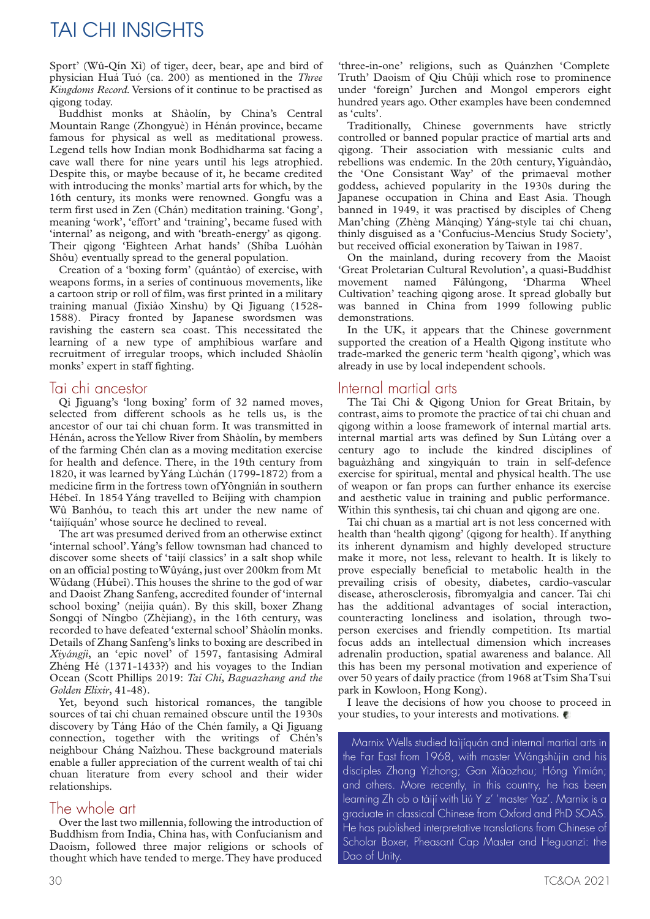Sport' (Wǔ-Qín Xì) of tiger, deer, bear, ape and bird of physician Huá Tuó (ca. 200) as mentioned in the *Three Kingdoms Record*. Versions of it continue to be practised as qigong today.

Buddhist monks at Shàolín, by China's Central Mountain Range (Zhongyuè) in Hénán province, became famous for physical as well as meditational prowess. Legend tells how Indian monk Bodhidharma sat facing a cave wall there for nine years until his legs atrophied. Despite this, or maybe because of it, he became credited with introducing the monks' martial arts for which, by the 16th century, its monks were renowned. Gongfu was a term first used in Zen (Chán) meditation training. 'Gong', meaning 'work', 'effort' and 'training', became fused with 'internal' as neigong, and with 'breath-energy' as qigong. Their qìgong 'Eighteen Arhat hands' (Shíba Luóhàn Shôu) eventually spread to the general population.

Creation of a 'boxing form' (quántào) of exercise, with weapons forms, in a series of continuous movements, like a cartoon strip or roll of film, was first printed in a military training manual (Jìxiào Xinshu) by Qi Jìguang (1528-1588). Piracy fronted by Japanese swordsmen was ravishing the eastern sea coast. This necessitated the learning of a new type of amphibious warfare and recruitment of irregular troops, which included Shàolín monks' expert in staff fighting.

## Tai chi ancestor

Qi Jìguang's 'long boxing' form of 32 named moves, selected from different schools as he tells us, is the ancestor of our tai chi chuan form. It was transmitted in Hénán, across the Yellow River from Shàolín, by members of the farming Chén clan as a moving meditation exercise for health and defence. There, in the 19th century from 1820, it was learned by Yáng Lùchán (1799-1872) from a medicine firm in the fortress town of Yôngnián in southern Hébeî. In 1854 Yáng travelled to Beîjing with champion Wû Banhóu, to teach this art under the new name of 'taìjíquán' whose source he declined to reveal.

The art was presumed derived from an otherwise extinct 'internal school'. Yáng's fellow townsman had chanced to discover some sheets of 'taìjí classics' in a salt shop while on an official posting to Wûyáng, just over 200km from Mt Wûdang (Húbeî). This houses the shrine to the god of war and Daoist Zhang Sanfeng, accredited founder of 'internal school boxing' (neìjia quán). By this skill, boxer Zhang Songqi of Níngbo (Zhèjiang), in the 16th century, was recorded to have defeated 'external school' Shàolín monks. Details of Zhang Sanfeng's links to boxing are described in *Xiyángjì*, an 'epic novel' of 1597, fantasising Admiral Zhéng Hé (1371-1433?) and his voyages to the Indian Ocean (Scott Phillips 2019: *Tai Chi, Baguazhang and the Golden Elixir*, 41-48).

Yet, beyond such historical romances, the tangible sources of tai chi chuan remained obscure until the 1930s discovery by Táng Háo of the Chén family, a Qi Jìguang connection, together with the writings of Chén's neighbour Cháng Naìzhou. These background materials enable a fuller appreciation of the current wealth of tai chi chuan literature from every school and their wider relationships.

## The whole art

Over the last two millennia, following the introduction of Buddhism from India, China has, with Confucianism and Daoism, followed three major religions or schools of thought which have tended to merge. They have produced 'three-in-one' religions, such as Quánzhen 'Complete Truth' Daoism of Qiu Chûji which rose to prominence under 'foreign' Jurchen and Mongol emperors eight hundred years ago. Other examples have been condemned as 'cults'.

Traditionally, Chinese governments have strictly controlled or banned popular practice of martial arts and qigong. Their association with messianic cults and rebellions was endemic. In the 20th century, Yìguàndào, the 'One Consistant Way' of the primaeval mother goddess, achieved popularity in the 1930s during the Japanese occupation in China and East Asia. Though banned in 1949, it was practised by disciples of Cheng Man'ching (Zhèng Mànqìng) Yáng-style tai chi chuan, thinly disguised as a 'Confucius-Mencius Study Society', but received official exoneration by Taiwan in 1987.

On the mainland, during recovery from the Maoist 'Great Proletarian Cultural Revolution', a quasi-Buddhist movement named Fâlúngong, 'Dharma Wheel Cultivation' teaching qigong arose. It spread globally but was banned in China from 1999 following public demonstrations.

In the UK, it appears that the Chinese government supported the creation of a Health Qigong institute who trade-marked the generic term 'health qigong', which was already in use by local independent schools.

## Internal martial arts

The Tai Chi & Qigong Union for Great Britain, by contrast, aims to promote the practice of tai chi chuan and qigong within a loose framework of internal martial arts. internal martial arts was defined by Sun Lùtáng over a century ago to include the kindred disciplines of baguàzhâng and xingyìquán to train in self-defence exercise for spiritual, mental and physical health. The use of weapon or fan props can further enhance its exercise and aesthetic value in training and public performance. Within this synthesis, tai chi chuan and qigong are one.

Tai chi chuan as a martial art is not less concerned with health than 'health qigong' (qigong for health). If anything its inherent dynamism and highly developed structure make it more, not less, relevant to health. It is likely to prove especially beneficial to metabolic health in the prevailing crisis of obesity, diabetes, cardio-vascular disease, atherosclerosis, fibromyalgia and cancer. Tai chi has the additional advantages of social interaction, counteracting loneliness and isolation, through two-person exercises and friendly competition. Its martial focus adds an intellectual dimension which increases adrenalin production, spatial awareness and balance. All this has been my personal motivation and experience of over 50 years of daily practice (from 1968 at Tsim Sha Tsui park in Kowloon, Hong Kong).

I leave the decisions of how you choose to proceed in your studies, to your interests and motivations.

Marnix Wells studied taìjíquán and internal martial arts in the Far East from 1968, with master Wángshùjin and his disciples Zhang Yizhong; Gan Xiàozhou; Hóng Yìmián; and others. More recently, in this country, he has been learning Zh ob o tàijí with Liú Y z' 'master Yaz'. Marnix is a graduate in classical Chinese from Oxford and PhD SOAS. He has published interpretative translations from Chinese of Scholar Boxer, Pheasant Cap Master and Heguanzi: the Dao of Unity.